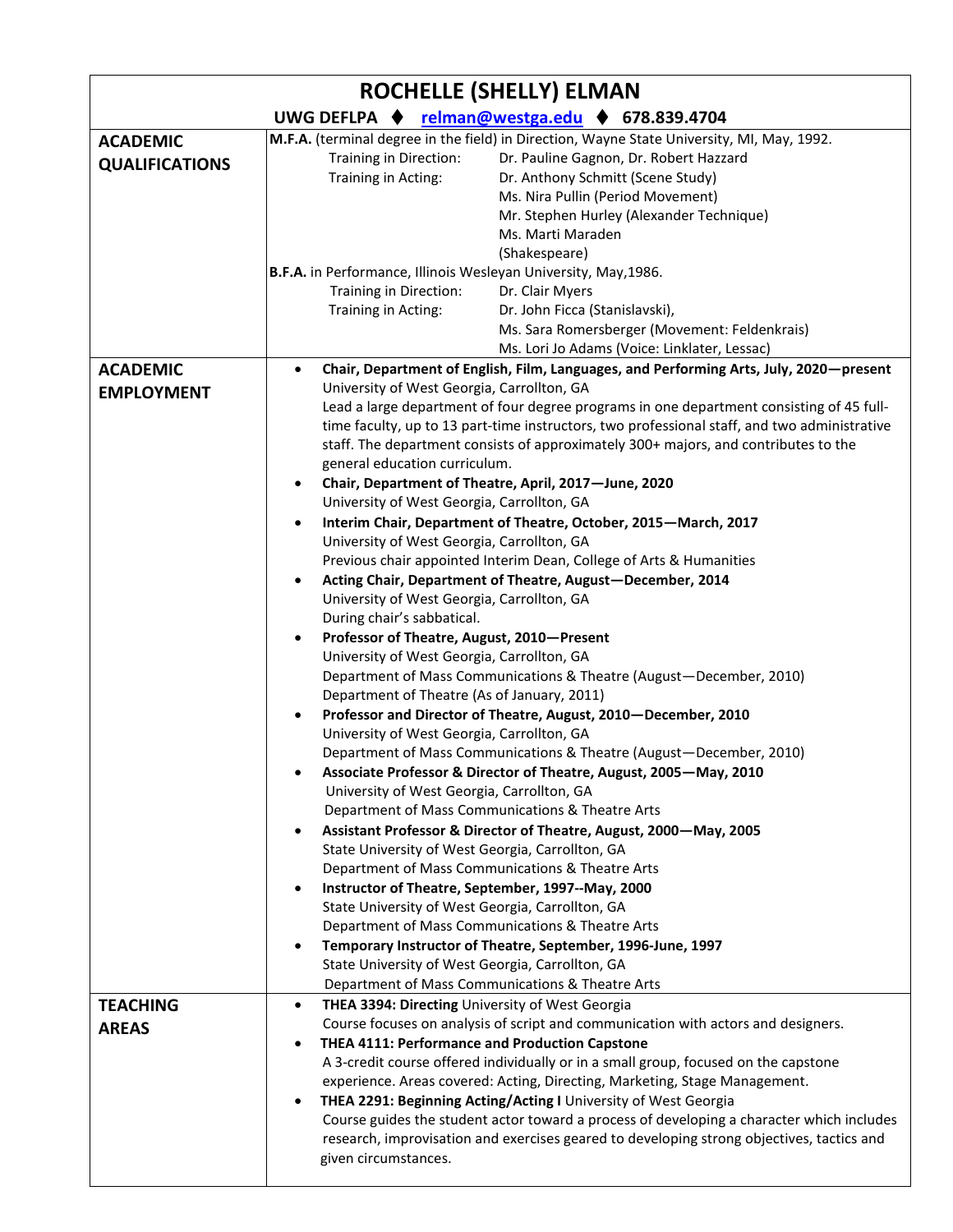# ROCHELLE (SHELLY) ELMAN

**UWG DEFLPA ♦ relman@westga.edu ♦ 678.839.4704**

## ACADEMIC QUALIFICATIONS

**M.F.A.** (terminal degree in the field) in Direction, Wayne State University, MI, May, 1992.

| | |
|---|---|
| Training in Direction: | Dr. Pauline Gagnon, Dr. Robert Hazzard |
| Training in Acting: | Dr. Anthony Schmitt (Scene Study) |
| | Ms. Nira Pullin (Period Movement) |
| | Mr. Stephen Hurley (Alexander Technique) |
| | Ms. Marti Maraden (Shakespeare) |

**B.F.A.** in Performance, Illinois Wesleyan University, May,1986.

| | |
|---|---|
| Training in Direction: | Dr. Clair Myers |
| Training in Acting: | Dr. John Ficca (Stanislavski), |
| | Ms. Sara Romersberger (Movement: Feldenkrais) |
| | Ms. Lori Jo Adams (Voice: Linklater, Lessac) |

## ACADEMIC EMPLOYMENT

- **Chair, Department of English, Film, Languages, and Performing Arts, July, 2020—present**
  University of West Georgia, Carrollton, GA
  Lead a large department of four degree programs in one department consisting of 45 full-time faculty, up to 13 part-time instructors, two professional staff, and two administrative staff. The department consists of approximately 300+ majors, and contributes to the general education curriculum.
- **Chair, Department of Theatre, April, 2017—June, 2020**
  University of West Georgia, Carrollton, GA
- **Interim Chair, Department of Theatre, October, 2015—March, 2017**
  University of West Georgia, Carrollton, GA
  Previous chair appointed Interim Dean, College of Arts & Humanities
- **Acting Chair, Department of Theatre, August—December, 2014**
  University of West Georgia, Carrollton, GA
  During chair's sabbatical.
- **Professor of Theatre, August, 2010—Present**
  University of West Georgia, Carrollton, GA
  Department of Mass Communications & Theatre (August—December, 2010)
  Department of Theatre (As of January, 2011)
- **Professor and Director of Theatre, August, 2010—December, 2010**
  University of West Georgia, Carrollton, GA
  Department of Mass Communications & Theatre (August—December, 2010)
- **Associate Professor & Director of Theatre, August, 2005—May, 2010**
  University of West Georgia, Carrollton, GA
  Department of Mass Communications & Theatre Arts
- **Assistant Professor & Director of Theatre, August, 2000—May, 2005**
  State University of West Georgia, Carrollton, GA
  Department of Mass Communications & Theatre Arts
- **Instructor of Theatre, September, 1997--May, 2000**
  State University of West Georgia, Carrollton, GA
  Department of Mass Communications & Theatre Arts
- **Temporary Instructor of Theatre, September, 1996-June, 1997**
  State University of West Georgia, Carrollton, GA
  Department of Mass Communications & Theatre Arts

## TEACHING AREAS

- **THEA 3394: Directing** University of West Georgia
  Course focuses on analysis of script and communication with actors and designers.
- **THEA 4111: Performance and Production Capstone**
  A 3-credit course offered individually or in a small group, focused on the capstone experience. Areas covered: Acting, Directing, Marketing, Stage Management.
- **THEA 2291: Beginning Acting/Acting I** University of West Georgia
  Course guides the student actor toward a process of developing a character which includes research, improvisation and exercises geared to developing strong objectives, tactics and given circumstances.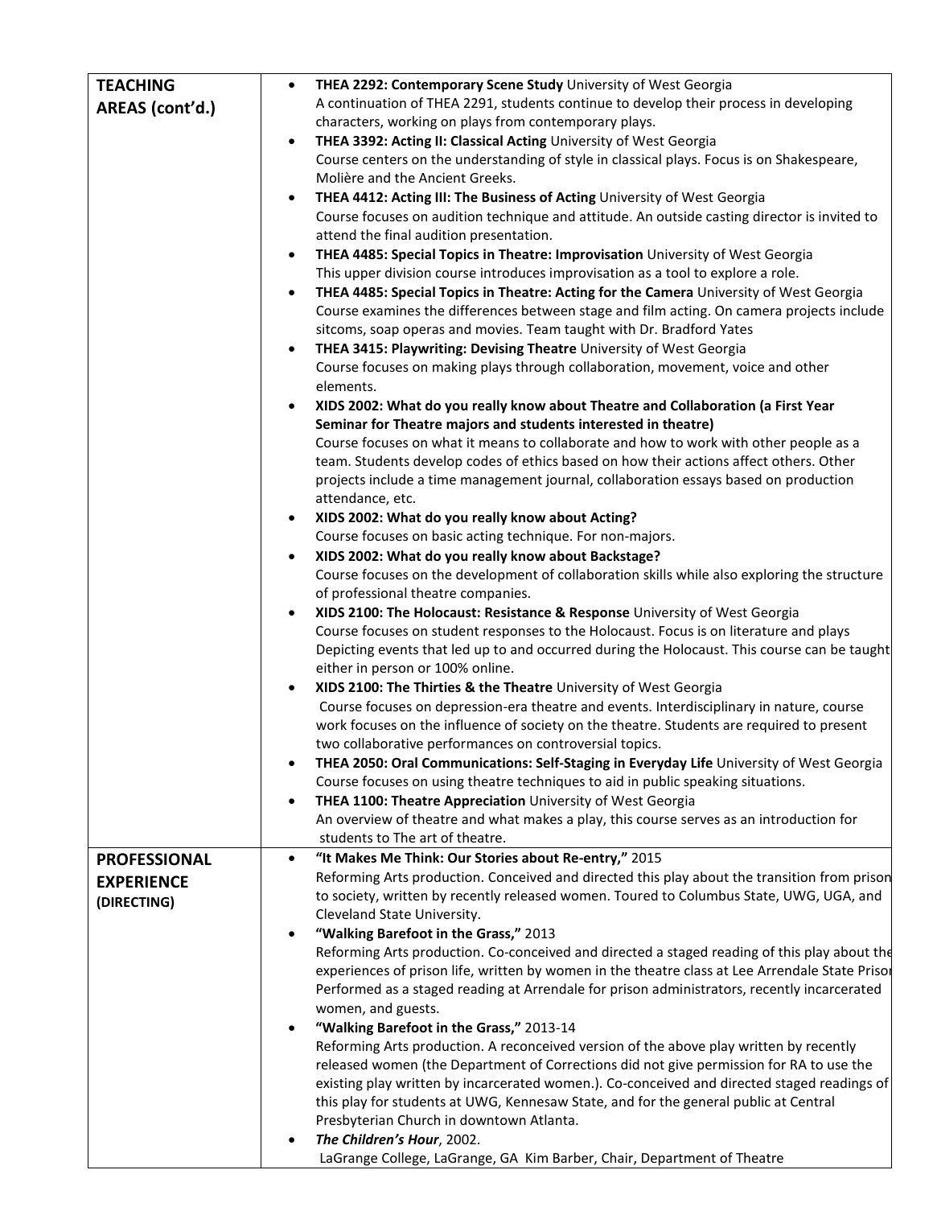| | |
|---|---|
| **TEACHING AREAS (cont'd.)** | • **THEA 2292: Contemporary Scene Study** University of West Georgia<br>A continuation of THEA 2291, students continue to develop their process in developing characters, working on plays from contemporary plays.<br>• **THEA 3392: Acting II: Classical Acting** University of West Georgia<br>Course centers on the understanding of style in classical plays. Focus is on Shakespeare, Molière and the Ancient Greeks.<br>• **THEA 4412: Acting III: The Business of Acting** University of West Georgia<br>Course focuses on audition technique and attitude. An outside casting director is invited to attend the final audition presentation.<br>• **THEA 4485: Special Topics in Theatre: Improvisation** University of West Georgia<br>This upper division course introduces improvisation as a tool to explore a role.<br>• **THEA 4485: Special Topics in Theatre: Acting for the Camera** University of West Georgia<br>Course examines the differences between stage and film acting. On camera projects include sitcoms, soap operas and movies. Team taught with Dr. Bradford Yates<br>• **THEA 3415: Playwriting: Devising Theatre** University of West Georgia<br>Course focuses on making plays through collaboration, movement, voice and other elements.<br>• **XIDS 2002: What do you really know about Theatre and Collaboration (a First Year Seminar for Theatre majors and students interested in theatre)**<br>Course focuses on what it means to collaborate and how to work with other people as a team. Students develop codes of ethics based on how their actions affect others. Other projects include a time management journal, collaboration essays based on production attendance, etc.<br>• **XIDS 2002: What do you really know about Acting?**<br>Course focuses on basic acting technique. For non-majors.<br>• **XIDS 2002: What do you really know about Backstage?**<br>Course focuses on the development of collaboration skills while also exploring the structure of professional theatre companies.<br>• **XIDS 2100: The Holocaust: Resistance & Response** University of West Georgia<br>Course focuses on student responses to the Holocaust. Focus is on literature and plays Depicting events that led up to and occurred during the Holocaust. This course can be taught either in person or 100% online.<br>• **XIDS 2100: The Thirties & the Theatre** University of West Georgia<br>Course focuses on depression-era theatre and events. Interdisciplinary in nature, course work focuses on the influence of society on the theatre. Students are required to present two collaborative performances on controversial topics.<br>• **THEA 2050: Oral Communications: Self-Staging in Everyday Life** University of West Georgia<br>Course focuses on using theatre techniques to aid in public speaking situations.<br>• **THEA 1100: Theatre Appreciation** University of West Georgia<br>An overview of theatre and what makes a play, this course serves as an introduction for students to The art of theatre. |
| **PROFESSIONAL EXPERIENCE (DIRECTING)** | • **"It Makes Me Think: Our Stories about Re-entry,"** 2015<br>Reforming Arts production. Conceived and directed this play about the transition from prison to society, written by recently released women. Toured to Columbus State, UWG, UGA, and Cleveland State University.<br>• **"Walking Barefoot in the Grass,"** 2013<br>Reforming Arts production. Co-conceived and directed a staged reading of this play about the experiences of prison life, written by women in the theatre class at Lee Arrendale State Prison Performed as a staged reading at Arrendale for prison administrators, recently incarcerated women, and guests.<br>• **"Walking Barefoot in the Grass,"** 2013-14<br>Reforming Arts production. A reconceived version of the above play written by recently released women (the Department of Corrections did not give permission for RA to use the existing play written by incarcerated women.). Co-conceived and directed staged readings of this play for students at UWG, Kennesaw State, and for the general public at Central Presbyterian Church in downtown Atlanta.<br>• ***The Children's Hour***, 2002.<br>LaGrange College, LaGrange, GA Kim Barber, Chair, Department of Theatre |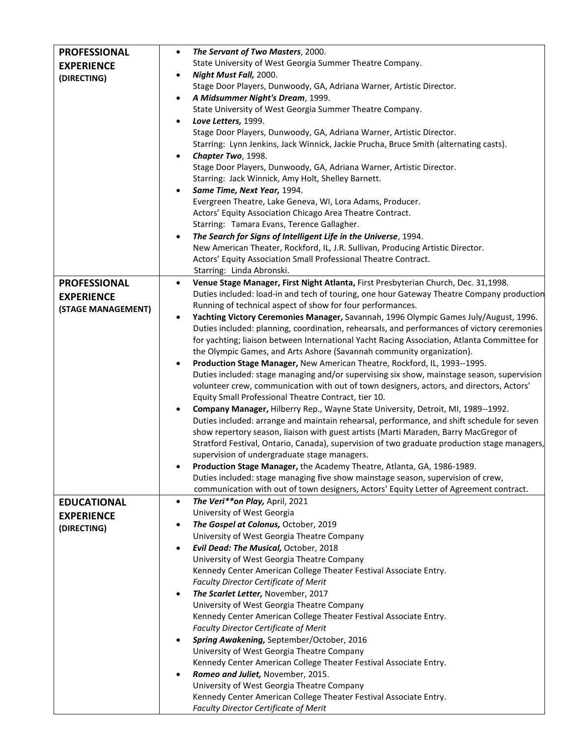| | |
|---|---|
| **PROFESSIONAL EXPERIENCE (DIRECTING)** | • ***The Servant of Two Masters***, 2000.<br>State University of West Georgia Summer Theatre Company.<br>• ***Night Must Fall,*** 2000.<br>Stage Door Players, Dunwoody, GA, Adriana Warner, Artistic Director.<br>• ***A Midsummer Night's Dream***, 1999.<br>State University of West Georgia Summer Theatre Company.<br>• ***Love Letters,*** 1999.<br>Stage Door Players, Dunwoody, GA, Adriana Warner, Artistic Director.<br>Starring: Lynn Jenkins, Jack Winnick, Jackie Prucha, Bruce Smith (alternating casts).<br>• ***Chapter Two***, 1998.<br>Stage Door Players, Dunwoody, GA, Adriana Warner, Artistic Director.<br>Starring: Jack Winnick, Amy Holt, Shelley Barnett.<br>• ***Same Time, Next Year,*** 1994.<br>Evergreen Theatre, Lake Geneva, WI, Lora Adams, Producer.<br>Actors' Equity Association Chicago Area Theatre Contract.<br>Starring: Tamara Evans, Terence Gallagher.<br>• ***The Search for Signs of Intelligent Life in the Universe***, 1994.<br>New American Theater, Rockford, IL, J.R. Sullivan, Producing Artistic Director.<br>Actors' Equity Association Small Professional Theatre Contract.<br>Starring: Linda Abronski. |
| **PROFESSIONAL EXPERIENCE (STAGE MANAGEMENT)** | • **Venue Stage Manager, First Night Atlanta,** First Presbyterian Church, Dec. 31,1998.<br>Duties included: load-in and tech of touring, one hour Gateway Theatre Company production Running of technical aspect of show for four performances.<br>• **Yachting Victory Ceremonies Manager,** Savannah, 1996 Olympic Games July/August, 1996.<br>Duties included: planning, coordination, rehearsals, and performances of victory ceremonies for yachting; liaison between International Yacht Racing Association, Atlanta Committee for the Olympic Games, and Arts Ashore (Savannah community organization).<br>• **Production Stage Manager,** New American Theatre, Rockford, IL, 1993--1995.<br>Duties included: stage managing and/or supervising six show, mainstage season, supervision volunteer crew, communication with out of town designers, actors, and directors, Actors' Equity Small Professional Theatre Contract, tier 10.<br>• **Company Manager,** Hilberry Rep., Wayne State University, Detroit, MI, 1989--1992.<br>Duties included: arrange and maintain rehearsal, performance, and shift schedule for seven show repertory season, liaison with guest artists (Marti Maraden, Barry MacGregor of Stratford Festival, Ontario, Canada), supervision of two graduate production stage managers, supervision of undergraduate stage managers.<br>• **Production Stage Manager,** the Academy Theatre, Atlanta, GA, 1986-1989.<br>Duties included: stage managing five show mainstage season, supervision of crew, communication with out of town designers, Actors' Equity Letter of Agreement contract. |
| **EDUCATIONAL EXPERIENCE (DIRECTING)** | • ***The Veri**on Play,*** April, 2021<br>University of West Georgia<br>• ***The Gospel at Colonus,*** October, 2019<br>University of West Georgia Theatre Company<br>• ***Evil Dead: The Musical,*** October, 2018<br>University of West Georgia Theatre Company<br>Kennedy Center American College Theater Festival Associate Entry.<br>*Faculty Director Certificate of Merit*<br>• ***The Scarlet Letter,*** November, 2017<br>University of West Georgia Theatre Company<br>Kennedy Center American College Theater Festival Associate Entry.<br>*Faculty Director Certificate of Merit*<br>• ***Spring Awakening,*** September/October, 2016<br>University of West Georgia Theatre Company<br>Kennedy Center American College Theater Festival Associate Entry.<br>• ***Romeo and Juliet,*** November, 2015.<br>University of West Georgia Theatre Company<br>Kennedy Center American College Theater Festival Associate Entry.<br>*Faculty Director Certificate of Merit* |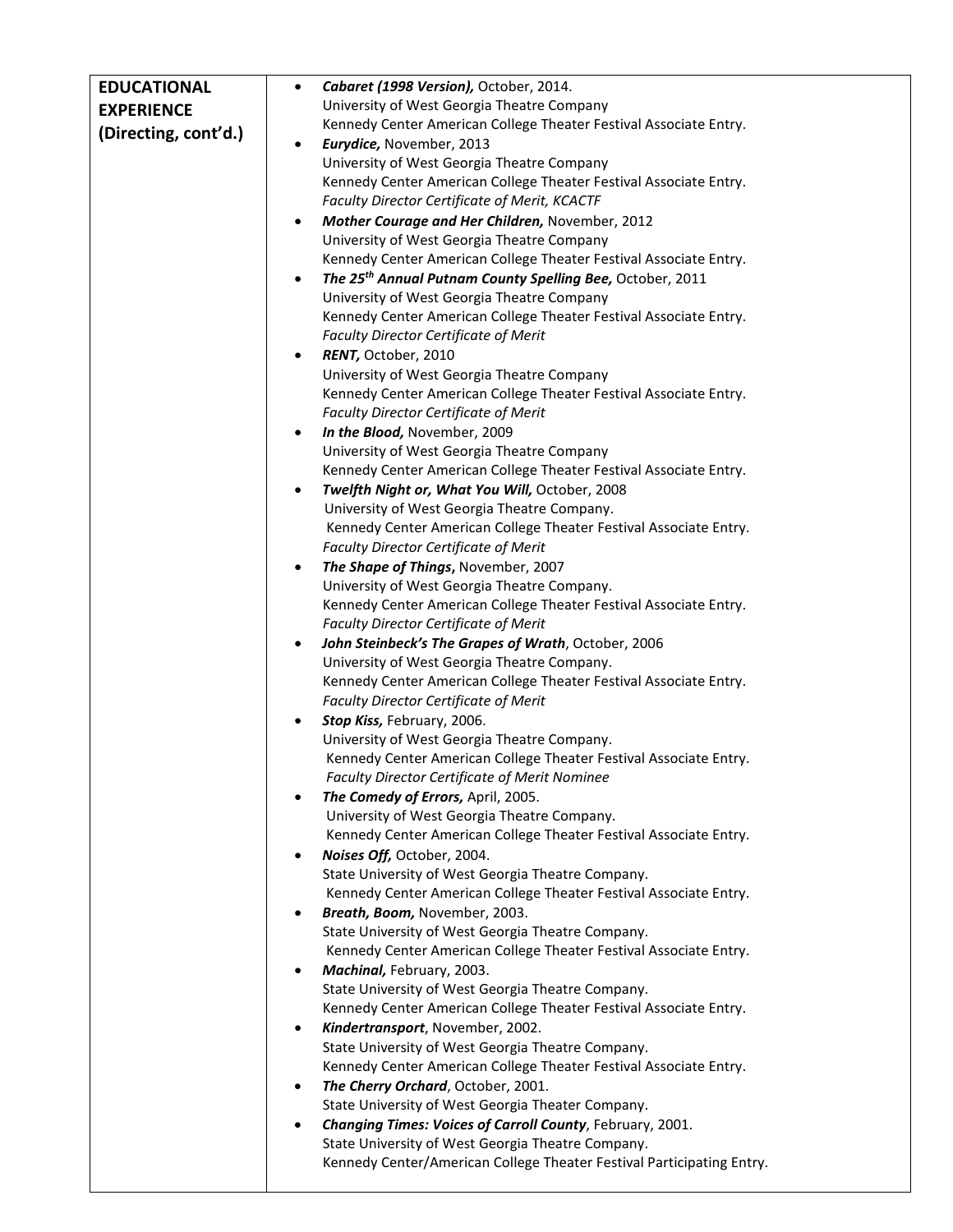**EDUCATIONAL EXPERIENCE (Directing, cont'd.)**

- ***Cabaret (1998 Version),*** October, 2014.
  University of West Georgia Theatre Company
  Kennedy Center American College Theater Festival Associate Entry.
- ***Eurydice,*** November, 2013
  University of West Georgia Theatre Company
  Kennedy Center American College Theater Festival Associate Entry.
  *Faculty Director Certificate of Merit, KCACTF*
- ***Mother Courage and Her Children,*** November, 2012
  University of West Georgia Theatre Company
  Kennedy Center American College Theater Festival Associate Entry.
- ***The 25th Annual Putnam County Spelling Bee,*** October, 2011
  University of West Georgia Theatre Company
  Kennedy Center American College Theater Festival Associate Entry.
  *Faculty Director Certificate of Merit*
- ***RENT,*** October, 2010
  University of West Georgia Theatre Company
  Kennedy Center American College Theater Festival Associate Entry.
  *Faculty Director Certificate of Merit*
- ***In the Blood,*** November, 2009
  University of West Georgia Theatre Company
  Kennedy Center American College Theater Festival Associate Entry.
- ***Twelfth Night or, What You Will,*** October, 2008
  University of West Georgia Theatre Company.
  Kennedy Center American College Theater Festival Associate Entry.
  *Faculty Director Certificate of Merit*
- ***The Shape of Things*****,** November, 2007
  University of West Georgia Theatre Company.
  Kennedy Center American College Theater Festival Associate Entry.
  *Faculty Director Certificate of Merit*
- ***John Steinbeck's The Grapes of Wrath***, October, 2006
  University of West Georgia Theatre Company.
  Kennedy Center American College Theater Festival Associate Entry.
  *Faculty Director Certificate of Merit*
- ***Stop Kiss,*** February, 2006.
  University of West Georgia Theatre Company.
  Kennedy Center American College Theater Festival Associate Entry.
  *Faculty Director Certificate of Merit Nominee*
- ***The Comedy of Errors,*** April, 2005.
  University of West Georgia Theatre Company.
  Kennedy Center American College Theater Festival Associate Entry.
- ***Noises Off,*** October, 2004.
  State University of West Georgia Theatre Company.
  Kennedy Center American College Theater Festival Associate Entry.
- ***Breath, Boom,*** November, 2003.
  State University of West Georgia Theatre Company.
  Kennedy Center American College Theater Festival Associate Entry.
- ***Machinal,*** February, 2003.
  State University of West Georgia Theatre Company.
  Kennedy Center American College Theater Festival Associate Entry.
- ***Kindertransport***, November, 2002.
  State University of West Georgia Theatre Company.
  Kennedy Center American College Theater Festival Associate Entry.
- ***The Cherry Orchard***, October, 2001.
  State University of West Georgia Theater Company.
- ***Changing Times: Voices of Carroll County***, February, 2001.
  State University of West Georgia Theatre Company.
  Kennedy Center/American College Theater Festival Participating Entry.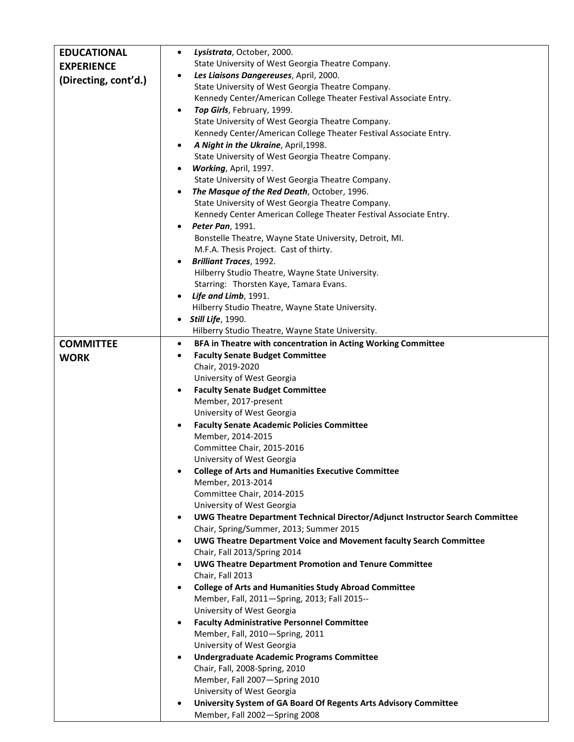| | |
|---|---|
| **EDUCATIONAL EXPERIENCE (Directing, cont'd.)** | • ***Lysistrata***, October, 2000.<br>State University of West Georgia Theatre Company.<br>• ***Les Liaisons Dangereuses***, April, 2000.<br>State University of West Georgia Theatre Company.<br>Kennedy Center/American College Theater Festival Associate Entry.<br>• ***Top Girls***, February, 1999.<br>State University of West Georgia Theatre Company.<br>Kennedy Center/American College Theater Festival Associate Entry.<br>• ***A Night in the Ukraine***, April,1998.<br>State University of West Georgia Theatre Company.<br>• ***Working***, April, 1997.<br>State University of West Georgia Theatre Company.<br>• ***The Masque of the Red Death***, October, 1996.<br>State University of West Georgia Theatre Company.<br>Kennedy Center American College Theater Festival Associate Entry.<br>• ***Peter Pan***, 1991.<br>Bonstelle Theatre, Wayne State University, Detroit, MI.<br>M.F.A. Thesis Project. Cast of thirty.<br>• ***Brilliant Traces***, 1992.<br>Hilberry Studio Theatre, Wayne State University.<br>Starring: Thorsten Kaye, Tamara Evans.<br>• ***Life and Limb***, 1991.<br>Hilberry Studio Theatre, Wayne State University.<br>• ***Still Life***, 1990.<br>Hilberry Studio Theatre, Wayne State University. |
| **COMMITTEE WORK** | • **BFA in Theatre with concentration in Acting Working Committee**<br>• **Faculty Senate Budget Committee**<br>Chair, 2019-2020<br>University of West Georgia<br>• **Faculty Senate Budget Committee**<br>Member, 2017-present<br>University of West Georgia<br>• **Faculty Senate Academic Policies Committee**<br>Member, 2014-2015<br>Committee Chair, 2015-2016<br>University of West Georgia<br>• **College of Arts and Humanities Executive Committee**<br>Member, 2013-2014<br>Committee Chair, 2014-2015<br>University of West Georgia<br>• **UWG Theatre Department Technical Director/Adjunct Instructor Search Committee**<br>Chair, Spring/Summer, 2013; Summer 2015<br>• **UWG Theatre Department Voice and Movement faculty Search Committee**<br>Chair, Fall 2013/Spring 2014<br>• **UWG Theatre Department Promotion and Tenure Committee**<br>Chair, Fall 2013<br>• **College of Arts and Humanities Study Abroad Committee**<br>Member, Fall, 2011—Spring, 2013; Fall 2015--<br>University of West Georgia<br>• **Faculty Administrative Personnel Committee**<br>Member, Fall, 2010—Spring, 2011<br>University of West Georgia<br>• **Undergraduate Academic Programs Committee**<br>Chair, Fall, 2008-Spring, 2010<br>Member, Fall 2007—Spring 2010<br>University of West Georgia<br>• **University System of GA Board Of Regents Arts Advisory Committee**<br>Member, Fall 2002—Spring 2008 |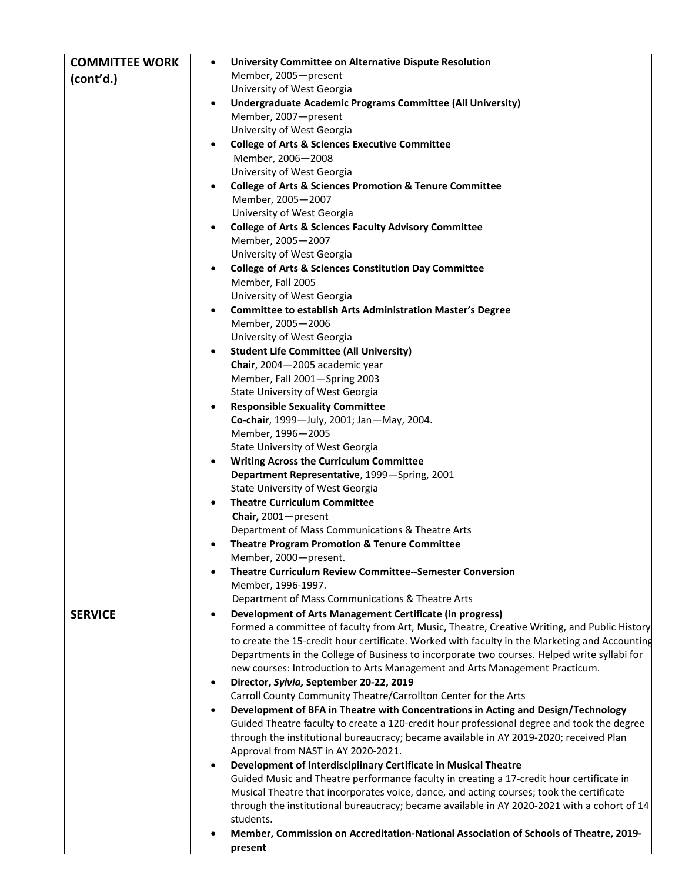| | |
|---|---|
| **COMMITTEE WORK (cont'd.)** | • **University Committee on Alternative Dispute Resolution**<br>Member, 2005—present<br>University of West Georgia<br>• **Undergraduate Academic Programs Committee (All University)**<br>Member, 2007—present<br>University of West Georgia<br>• **College of Arts & Sciences Executive Committee**<br>Member, 2006—2008<br>University of West Georgia<br>• **College of Arts & Sciences Promotion & Tenure Committee**<br>Member, 2005—2007<br>University of West Georgia<br>• **College of Arts & Sciences Faculty Advisory Committee**<br>Member, 2005—2007<br>University of West Georgia<br>• **College of Arts & Sciences Constitution Day Committee**<br>Member, Fall 2005<br>University of West Georgia<br>• **Committee to establish Arts Administration Master's Degree**<br>Member, 2005—2006<br>University of West Georgia<br>• **Student Life Committee (All University)**<br>**Chair**, 2004—2005 academic year<br>Member, Fall 2001—Spring 2003<br>State University of West Georgia<br>• **Responsible Sexuality Committee**<br>**Co-chair**, 1999—July, 2001; Jan—May, 2004.<br>Member, 1996—2005<br>State University of West Georgia<br>• **Writing Across the Curriculum Committee**<br>**Department Representative**, 1999—Spring, 2001<br>State University of West Georgia<br>• **Theatre Curriculum Committee**<br>**Chair,** 2001—present<br>Department of Mass Communications & Theatre Arts<br>• **Theatre Program Promotion & Tenure Committee**<br>Member, 2000—present.<br>• **Theatre Curriculum Review Committee--Semester Conversion**<br>Member, 1996-1997.<br>Department of Mass Communications & Theatre Arts |
| **SERVICE** | • **Development of Arts Management Certificate (in progress)**<br>Formed a committee of faculty from Art, Music, Theatre, Creative Writing, and Public History to create the 15-credit hour certificate. Worked with faculty in the Marketing and Accounting Departments in the College of Business to incorporate two courses. Helped write syllabi for new courses: Introduction to Arts Management and Arts Management Practicum.<br>• **Director, *Sylvia,* September 20-22, 2019**<br>Carroll County Community Theatre/Carrollton Center for the Arts<br>• **Development of BFA in Theatre with Concentrations in Acting and Design/Technology**<br>Guided Theatre faculty to create a 120-credit hour professional degree and took the degree through the institutional bureaucracy; became available in AY 2019-2020; received Plan Approval from NAST in AY 2020-2021.<br>• **Development of Interdisciplinary Certificate in Musical Theatre**<br>Guided Music and Theatre performance faculty in creating a 17-credit hour certificate in Musical Theatre that incorporates voice, dance, and acting courses; took the certificate through the institutional bureaucracy; became available in AY 2020-2021 with a cohort of 14 students.<br>• **Member, Commission on Accreditation-National Association of Schools of Theatre, 2019-present** |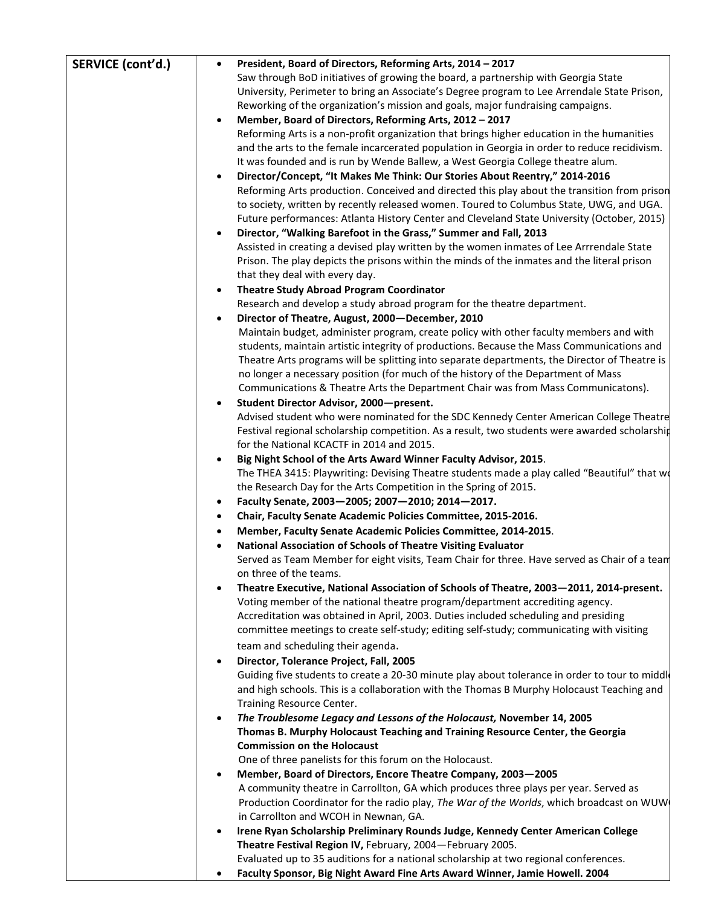**SERVICE (cont'd.)**

- **President, Board of Directors, Reforming Arts, 2014 – 2017**
  Saw through BoD initiatives of growing the board, a partnership with Georgia State University, Perimeter to bring an Associate's Degree program to Lee Arrendale State Prison, Reworking of the organization's mission and goals, major fundraising campaigns.
- **Member, Board of Directors, Reforming Arts, 2012 – 2017**
  Reforming Arts is a non-profit organization that brings higher education in the humanities and the arts to the female incarcerated population in Georgia in order to reduce recidivism. It was founded and is run by Wende Ballew, a West Georgia College theatre alum.
- **Director/Concept, "It Makes Me Think: Our Stories About Reentry," 2014-2016**
  Reforming Arts production. Conceived and directed this play about the transition from prison to society, written by recently released women. Toured to Columbus State, UWG, and UGA. Future performances: Atlanta History Center and Cleveland State University (October, 2015)
- **Director, "Walking Barefoot in the Grass," Summer and Fall, 2013**
  Assisted in creating a devised play written by the women inmates of Lee Arrrendale State Prison. The play depicts the prisons within the minds of the inmates and the literal prison that they deal with every day.
- **Theatre Study Abroad Program Coordinator**
  Research and develop a study abroad program for the theatre department.
- **Director of Theatre, August, 2000—December, 2010**
  Maintain budget, administer program, create policy with other faculty members and with students, maintain artistic integrity of productions. Because the Mass Communications and Theatre Arts programs will be splitting into separate departments, the Director of Theatre is no longer a necessary position (for much of the history of the Department of Mass Communications & Theatre Arts the Department Chair was from Mass Communicatons).
- **Student Director Advisor, 2000—present.**
  Advised student who were nominated for the SDC Kennedy Center American College Theatre Festival regional scholarship competition. As a result, two students were awarded scholarship for the National KCACTF in 2014 and 2015.
- **Big Night School of the Arts Award Winner Faculty Advisor, 2015**.
  The THEA 3415: Playwriting: Devising Theatre students made a play called "Beautiful" that wo the Research Day for the Arts Competition in the Spring of 2015.
- **Faculty Senate, 2003—2005; 2007—2010; 2014—2017.**
- **Chair, Faculty Senate Academic Policies Committee, 2015-2016.**
- **Member, Faculty Senate Academic Policies Committee, 2014-2015**.
- **National Association of Schools of Theatre Visiting Evaluator**
  Served as Team Member for eight visits, Team Chair for three. Have served as Chair of a team on three of the teams.
- **Theatre Executive, National Association of Schools of Theatre, 2003—2011, 2014-present.**
  Voting member of the national theatre program/department accrediting agency. Accreditation was obtained in April, 2003. Duties included scheduling and presiding committee meetings to create self-study; editing self-study; communicating with visiting team and scheduling their agenda.
- **Director, Tolerance Project, Fall, 2005**
  Guiding five students to create a 20-30 minute play about tolerance in order to tour to middle and high schools. This is a collaboration with the Thomas B Murphy Holocaust Teaching and Training Resource Center.
- ***The Troublesome Legacy and Lessons of the Holocaust,* November 14, 2005**
  **Thomas B. Murphy Holocaust Teaching and Training Resource Center, the Georgia Commission on the Holocaust**
  One of three panelists for this forum on the Holocaust.
- **Member, Board of Directors, Encore Theatre Company, 2003—2005**
  A community theatre in Carrollton, GA which produces three plays per year. Served as Production Coordinator for the radio play, *The War of the Worlds*, which broadcast on WUWG in Carrollton and WCOH in Newnan, GA.
- **Irene Ryan Scholarship Preliminary Rounds Judge, Kennedy Center American College Theatre Festival Region IV,** February, 2004—February 2005.
  Evaluated up to 35 auditions for a national scholarship at two regional conferences.
- **Faculty Sponsor, Big Night Award Fine Arts Award Winner, Jamie Howell. 2004**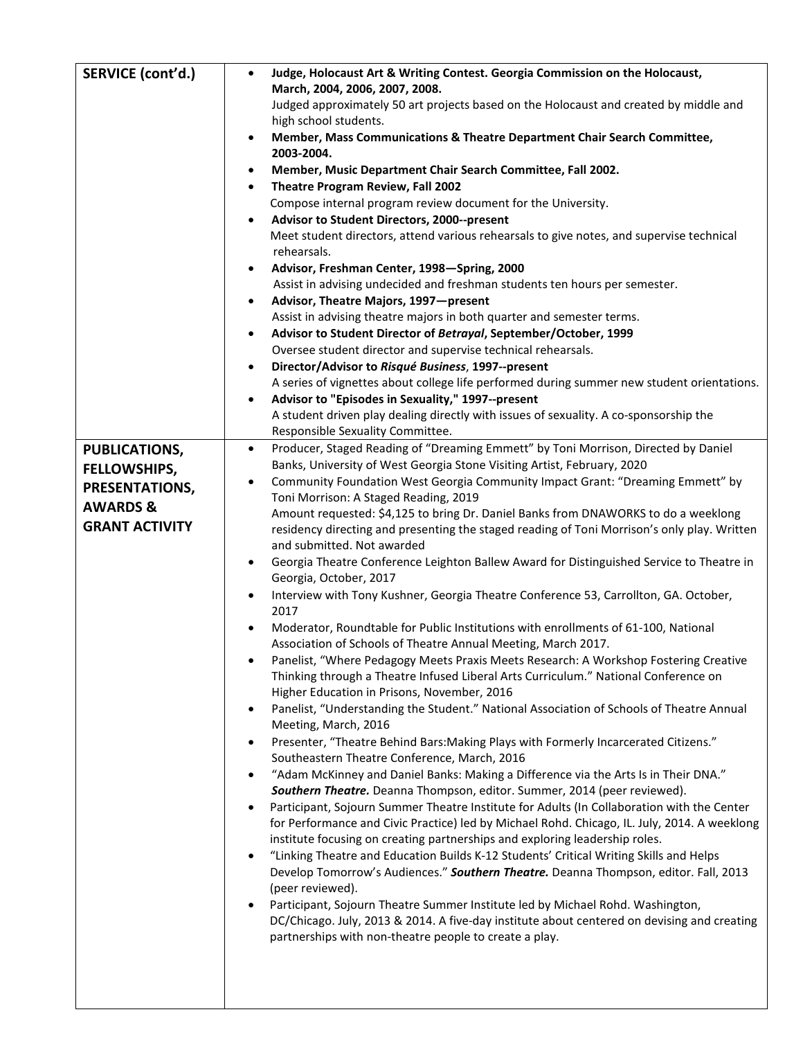## SERVICE (cont'd.)

- **Judge, Holocaust Art & Writing Contest. Georgia Commission on the Holocaust, March, 2004, 2006, 2007, 2008.**
  Judged approximately 50 art projects based on the Holocaust and created by middle and high school students.
- **Member, Mass Communications & Theatre Department Chair Search Committee, 2003-2004.**
- **Member, Music Department Chair Search Committee, Fall 2002.**
- **Theatre Program Review, Fall 2002**
  Compose internal program review document for the University.
- **Advisor to Student Directors, 2000--present**
  Meet student directors, attend various rehearsals to give notes, and supervise technical rehearsals.
- **Advisor, Freshman Center, 1998—Spring, 2000**
  Assist in advising undecided and freshman students ten hours per semester.
- **Advisor, Theatre Majors, 1997—present**
  Assist in advising theatre majors in both quarter and semester terms.
- **Advisor to Student Director of *Betrayal*, September/October, 1999**
  Oversee student director and supervise technical rehearsals.
- **Director/Advisor to *Risqué Business*, 1997--present**
  A series of vignettes about college life performed during summer new student orientations.
- **Advisor to "Episodes in Sexuality," 1997--present**
  A student driven play dealing directly with issues of sexuality. A co-sponsorship the Responsible Sexuality Committee.

## PUBLICATIONS, FELLOWSHIPS, PRESENTATIONS, AWARDS & GRANT ACTIVITY

- Producer, Staged Reading of "Dreaming Emmett" by Toni Morrison, Directed by Daniel Banks, University of West Georgia Stone Visiting Artist, February, 2020
- Community Foundation West Georgia Community Impact Grant: "Dreaming Emmett" by Toni Morrison: A Staged Reading, 2019
  Amount requested: $4,125 to bring Dr. Daniel Banks from DNAWORKS to do a weeklong residency directing and presenting the staged reading of Toni Morrison's only play. Written and submitted. Not awarded
- Georgia Theatre Conference Leighton Ballew Award for Distinguished Service to Theatre in Georgia, October, 2017
- Interview with Tony Kushner, Georgia Theatre Conference 53, Carrollton, GA. October, 2017
- Moderator, Roundtable for Public Institutions with enrollments of 61-100, National Association of Schools of Theatre Annual Meeting, March 2017.
- Panelist, "Where Pedagogy Meets Praxis Meets Research: A Workshop Fostering Creative Thinking through a Theatre Infused Liberal Arts Curriculum." National Conference on Higher Education in Prisons, November, 2016
- Panelist, "Understanding the Student." National Association of Schools of Theatre Annual Meeting, March, 2016
- Presenter, "Theatre Behind Bars:Making Plays with Formerly Incarcerated Citizens." Southeastern Theatre Conference, March, 2016
- "Adam McKinney and Daniel Banks: Making a Difference via the Arts Is in Their DNA." ***Southern Theatre.*** Deanna Thompson, editor. Summer, 2014 (peer reviewed).
- Participant, Sojourn Summer Theatre Institute for Adults (In Collaboration with the Center for Performance and Civic Practice) led by Michael Rohd. Chicago, IL. July, 2014. A weeklong institute focusing on creating partnerships and exploring leadership roles.
- "Linking Theatre and Education Builds K-12 Students' Critical Writing Skills and Helps Develop Tomorrow's Audiences." ***Southern Theatre.*** Deanna Thompson, editor. Fall, 2013 (peer reviewed).
- Participant, Sojourn Theatre Summer Institute led by Michael Rohd. Washington, DC/Chicago. July, 2013 & 2014. A five-day institute about centered on devising and creating partnerships with non-theatre people to create a play.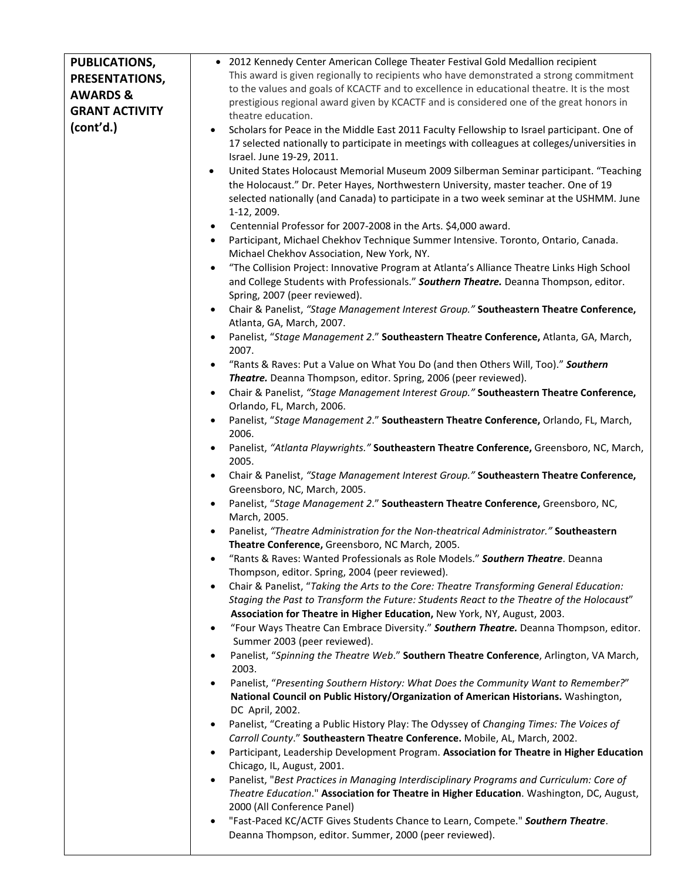## PUBLICATIONS, PRESENTATIONS, AWARDS & GRANT ACTIVITY (cont'd.)

- 2012 Kennedy Center American College Theater Festival Gold Medallion recipient
  This award is given regionally to recipients who have demonstrated a strong commitment to the values and goals of KCACTF and to excellence in educational theatre. It is the most prestigious regional award given by KCACTF and is considered one of the great honors in theatre education.
- Scholars for Peace in the Middle East 2011 Faculty Fellowship to Israel participant. One of 17 selected nationally to participate in meetings with colleagues at colleges/universities in Israel. June 19-29, 2011.
- United States Holocaust Memorial Museum 2009 Silberman Seminar participant. "Teaching the Holocaust." Dr. Peter Hayes, Northwestern University, master teacher. One of 19 selected nationally (and Canada) to participate in a two week seminar at the USHMM. June 1-12, 2009.
- Centennial Professor for 2007-2008 in the Arts. $4,000 award.
- Participant, Michael Chekhov Technique Summer Intensive. Toronto, Ontario, Canada. Michael Chekhov Association, New York, NY.
- "The Collision Project: Innovative Program at Atlanta's Alliance Theatre Links High School and College Students with Professionals." ***Southern Theatre.*** Deanna Thompson, editor. Spring, 2007 (peer reviewed).
- Chair & Panelist, *"Stage Management Interest Group."* **Southeastern Theatre Conference,** Atlanta, GA, March, 2007.
- Panelist, "*Stage Management 2*." **Southeastern Theatre Conference,** Atlanta, GA, March, 2007.
- "Rants & Raves: Put a Value on What You Do (and then Others Will, Too)." ***Southern Theatre.*** Deanna Thompson, editor. Spring, 2006 (peer reviewed).
- Chair & Panelist, *"Stage Management Interest Group."* **Southeastern Theatre Conference,** Orlando, FL, March, 2006.
- Panelist, "*Stage Management 2*." **Southeastern Theatre Conference,** Orlando, FL, March, 2006.
- Panelist, *"Atlanta Playwrights."* **Southeastern Theatre Conference,** Greensboro, NC, March, 2005.
- Chair & Panelist, *"Stage Management Interest Group."* **Southeastern Theatre Conference,** Greensboro, NC, March, 2005.
- Panelist, "*Stage Management 2*." **Southeastern Theatre Conference,** Greensboro, NC, March, 2005.
- Panelist, *"Theatre Administration for the Non-theatrical Administrator."* **Southeastern Theatre Conference,** Greensboro, NC March, 2005.
- "Rants & Raves: Wanted Professionals as Role Models." ***Southern Theatre***. Deanna Thompson, editor. Spring, 2004 (peer reviewed).
- Chair & Panelist, "*Taking the Arts to the Core: Theatre Transforming General Education: Staging the Past to Transform the Future: Students React to the Theatre of the Holocaust*" **Association for Theatre in Higher Education,** New York, NY, August, 2003.
- "Four Ways Theatre Can Embrace Diversity." ***Southern Theatre.*** Deanna Thompson, editor. Summer 2003 (peer reviewed).
- Panelist, "*Spinning the Theatre Web*." **Southern Theatre Conference**, Arlington, VA March, 2003.
- Panelist, "*Presenting Southern History: What Does the Community Want to Remember?*" **National Council on Public History/Organization of American Historians.** Washington, DC April, 2002.
- Panelist, "Creating a Public History Play: The Odyssey of *Changing Times: The Voices of Carroll County*." **Southeastern Theatre Conference.** Mobile, AL, March, 2002.
- Participant, Leadership Development Program. **Association for Theatre in Higher Education** Chicago, IL, August, 2001.
- Panelist, "*Best Practices in Managing Interdisciplinary Programs and Curriculum: Core of Theatre Education*." **Association for Theatre in Higher Education**. Washington, DC, August, 2000 (All Conference Panel)
- "Fast-Paced KC/ACTF Gives Students Chance to Learn, Compete." ***Southern Theatre***. Deanna Thompson, editor. Summer, 2000 (peer reviewed).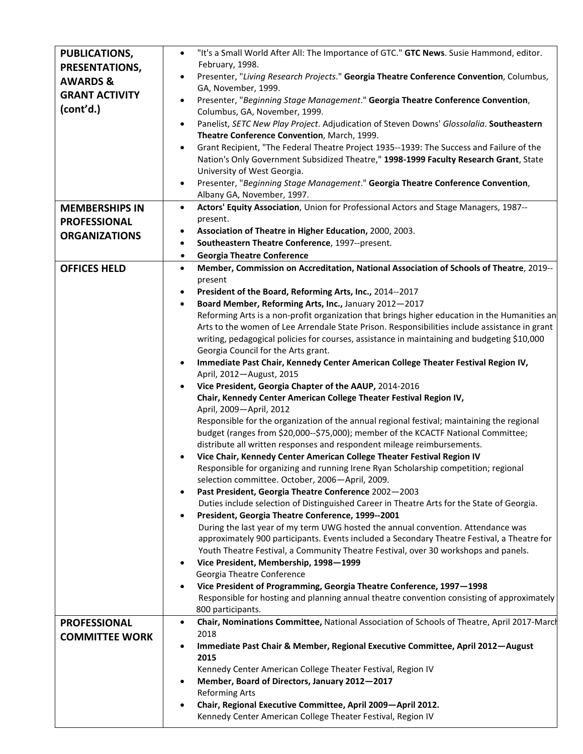| | |
|---|---|
| **PUBLICATIONS, PRESENTATIONS, AWARDS & GRANT ACTIVITY (cont'd.)** | • "It's a Small World After All: The Importance of GTC." **GTC News**. Susie Hammond, editor. February, 1998.<br>• Presenter, "*Living Research Projects*." **Georgia Theatre Conference Convention**, Columbus, GA, November, 1999.<br>• Presenter, "*Beginning Stage Management*." **Georgia Theatre Conference Convention**, Columbus, GA, November, 1999.<br>• Panelist, *SETC New Play Project*. Adjudication of Steven Downs' *Glossolalia*. **Southeastern Theatre Conference Convention**, March, 1999.<br>• Grant Recipient, "The Federal Theatre Project 1935--1939: The Success and Failure of the Nation's Only Government Subsidized Theatre," **1998-1999 Faculty Research Grant**, State University of West Georgia.<br>• Presenter, "*Beginning Stage Management*." **Georgia Theatre Conference Convention**, Albany GA, November, 1997. |
| **MEMBERSHIPS IN PROFESSIONAL ORGANIZATIONS** | • **Actors' Equity Association**, Union for Professional Actors and Stage Managers, 1987--present.<br>• **Association of Theatre in Higher Education,** 2000, 2003.<br>• **Southeastern Theatre Conference**, 1997--present.<br>• **Georgia Theatre Conference** |
| **OFFICES HELD** | • **Member, Commission on Accreditation, National Association of Schools of Theatre**, 2019--present<br>• **President of the Board, Reforming Arts, Inc.,** 2014--2017<br>• **Board Member, Reforming Arts, Inc.,** January 2012—2017<br>Reforming Arts is a non-profit organization that brings higher education in the Humanities an Arts to the women of Lee Arrendale State Prison. Responsibilities include assistance in grant writing, pedagogical policies for courses, assistance in maintaining and budgeting $10,000 Georgia Council for the Arts grant.<br>• **Immediate Past Chair, Kennedy Center American College Theater Festival Region IV,** April, 2012—August, 2015<br>• **Vice President, Georgia Chapter of the AAUP,** 2014-2016<br>**Chair, Kennedy Center American College Theater Festival Region IV,** April, 2009—April, 2012<br>Responsible for the organization of the annual regional festival; maintaining the regional budget (ranges from $20,000--$75,000); member of the KCACTF National Committee; distribute all written responses and respondent mileage reimbursements.<br>• **Vice Chair, Kennedy Center American College Theater Festival Region IV**<br>Responsible for organizing and running Irene Ryan Scholarship competition; regional selection committee. October, 2006—April, 2009.<br>• **Past President, Georgia Theatre Conference** 2002—2003<br>Duties include selection of Distinguished Career in Theatre Arts for the State of Georgia.<br>• **President, Georgia Theatre Conference, 1999--2001**<br>During the last year of my term UWG hosted the annual convention. Attendance was approximately 900 participants. Events included a Secondary Theatre Festival, a Theatre for Youth Theatre Festival, a Community Theatre Festival, over 30 workshops and panels.<br>• **Vice President, Membership, 1998—1999**<br>Georgia Theatre Conference<br>• **Vice President of Programming, Georgia Theatre Conference, 1997—1998**<br>Responsible for hosting and planning annual theatre convention consisting of approximately 800 participants. |
| **PROFESSIONAL COMMITTEE WORK** | • **Chair, Nominations Committee,** National Association of Schools of Theatre, April 2017-March 2018<br>• **Immediate Past Chair & Member, Regional Executive Committee, April 2012—August 2015**<br>Kennedy Center American College Theater Festival, Region IV<br>• **Member, Board of Directors, January 2012—2017**<br>Reforming Arts<br>• **Chair, Regional Executive Committee, April 2009—April 2012.**<br>Kennedy Center American College Theater Festival, Region IV |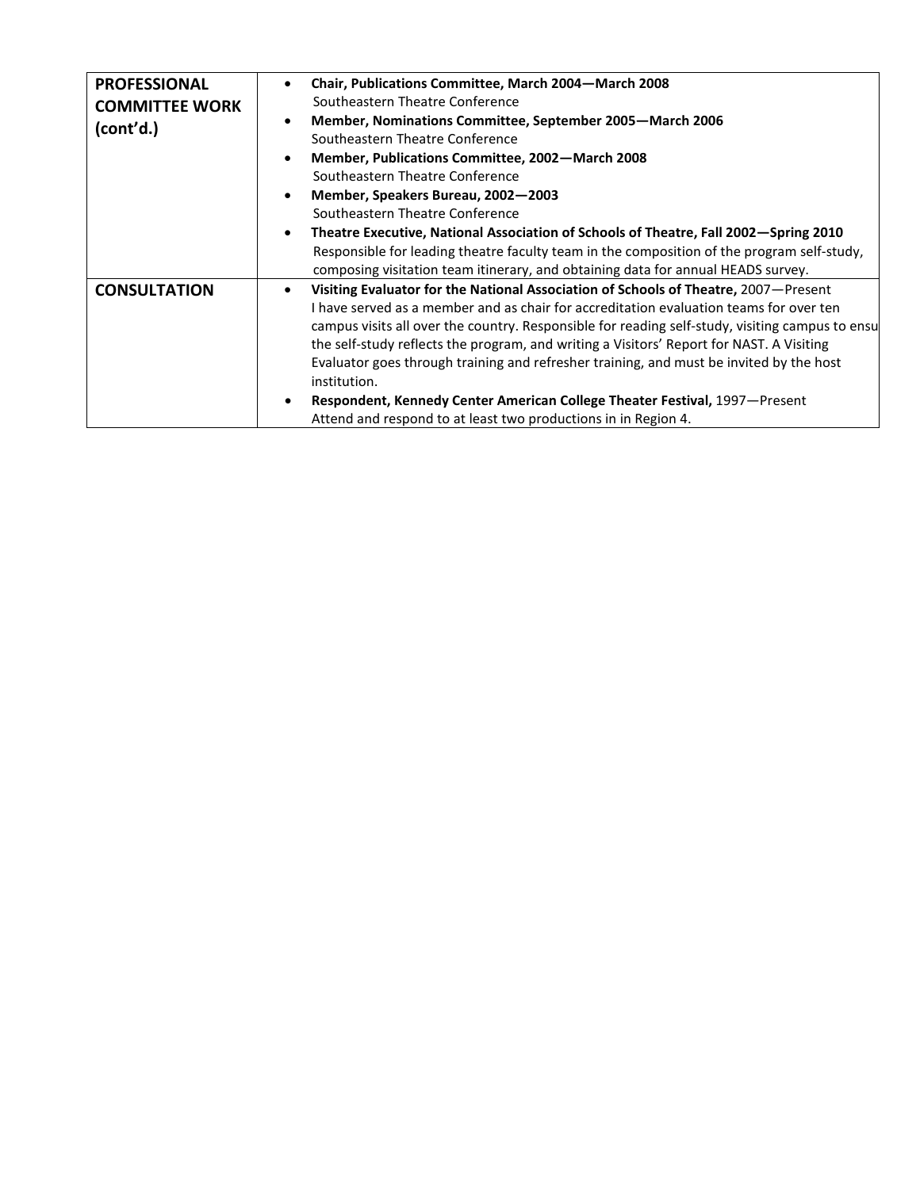| | |
|---|---|
| **PROFESSIONAL COMMITTEE WORK (cont'd.)** | • **Chair, Publications Committee, March 2004—March 2008**<br>Southeastern Theatre Conference<br>• **Member, Nominations Committee, September 2005—March 2006**<br>Southeastern Theatre Conference<br>• **Member, Publications Committee, 2002—March 2008**<br>Southeastern Theatre Conference<br>• **Member, Speakers Bureau, 2002—2003**<br>Southeastern Theatre Conference<br>• **Theatre Executive, National Association of Schools of Theatre, Fall 2002—Spring 2010**<br>Responsible for leading theatre faculty team in the composition of the program self-study, composing visitation team itinerary, and obtaining data for annual HEADS survey. |
| **CONSULTATION** | • **Visiting Evaluator for the National Association of Schools of Theatre,** 2007—Present<br>I have served as a member and as chair for accreditation evaluation teams for over ten campus visits all over the country. Responsible for reading self-study, visiting campus to ensu the self-study reflects the program, and writing a Visitors' Report for NAST. A Visiting Evaluator goes through training and refresher training, and must be invited by the host institution.<br>• **Respondent, Kennedy Center American College Theater Festival,** 1997—Present<br>Attend and respond to at least two productions in in Region 4. |